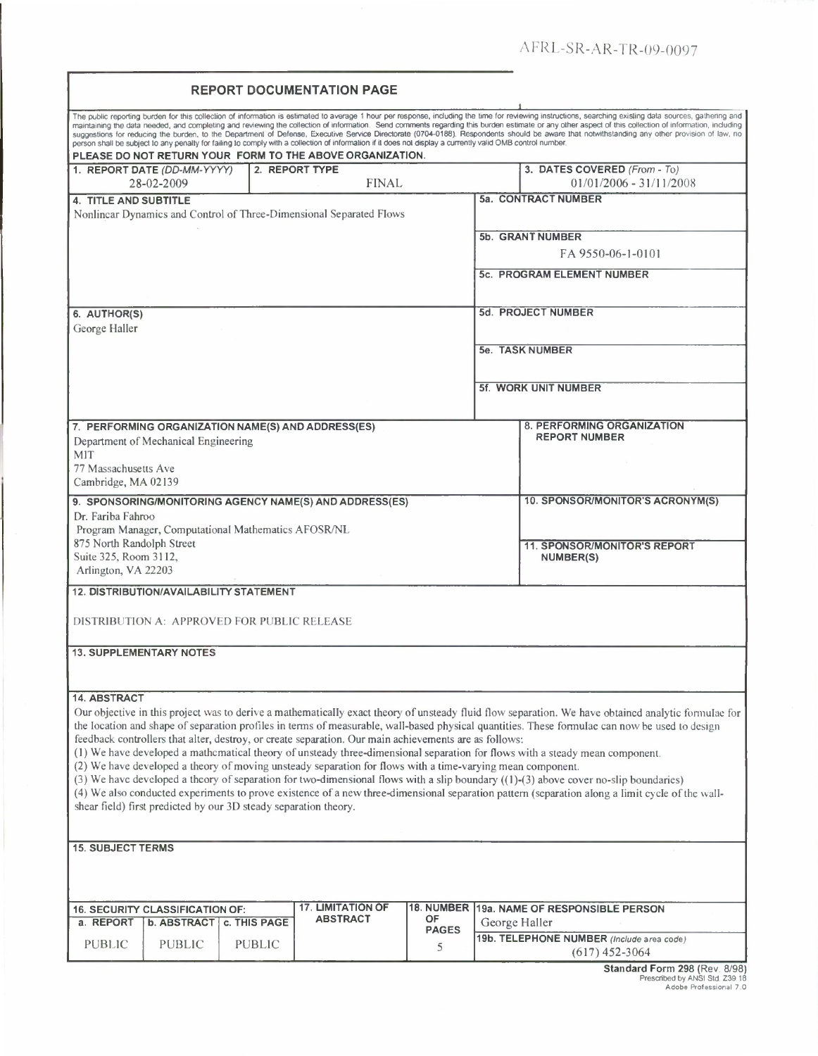AFRL-SR-AR-TR-09-0097

## REPORT DOCUMENTATION PAGE

The public reporting burden for this collection of information is estimated to average 1 hour per response, including the time for reviewing instructions, searching existing data sources, gathering and maintaining the data needed, and completing and reviewing the collection of information. Send comments regarding this burden estimate or any other aspect of this collection of information, including suggestions for reducing the burden, to the Department of Defense, Executive Service Directorate (0704-0188). Respondents should be aware that notwithstanding any other provision of law, no person shall be subject to any penalty for failing to comply with a collection of information if it does not display a currently valid OMB control number.

**PLEASE DO NOT RETURN YOUR FORM TO THE ABOVE ORGANIZATION.**

| 1. REPORT DATE (DD-MM-YYYY) | 2. REPORT TYPE | 3. DATES COVERED (From - To) |
|---|---|---|
| 28-02-2009 | FINAL | 01/01/2006 - 31/11/2008 |

**4. TITLE AND SUBTITLE**
Nonlinear Dynamics and Control of Three-Dimensional Separated Flows

**5a. CONTRACT NUMBER**

**5b. GRANT NUMBER**
FA 9550-06-1-0101

**5c. PROGRAM ELEMENT NUMBER**

**6. AUTHOR(S)**
George Haller

**5d. PROJECT NUMBER**

**5e. TASK NUMBER**

**5f. WORK UNIT NUMBER**

**7. PERFORMING ORGANIZATION NAME(S) AND ADDRESS(ES)**
Department of Mechanical Engineering
MIT
77 Massachusetts Ave
Cambridge, MA 02139

**8. PERFORMING ORGANIZATION REPORT NUMBER**

**9. SPONSORING/MONITORING AGENCY NAME(S) AND ADDRESS(ES)**
Dr. Fariba Fahroo
Program Manager, Computational Mathematics AFOSR/NL
875 North Randolph Street
Suite 325, Room 3112,
Arlington, VA 22203

**10. SPONSOR/MONITOR'S ACRONYM(S)**

**11. SPONSOR/MONITOR'S REPORT NUMBER(S)**

**12. DISTRIBUTION/AVAILABILITY STATEMENT**

DISTRIBUTION A: APPROVED FOR PUBLIC RELEASE

**13. SUPPLEMENTARY NOTES**

**14. ABSTRACT**

Our objective in this project was to derive a mathematically exact theory of unsteady fluid flow separation. We have obtained analytic formulae for the location and shape of separation profiles in terms of measurable, wall-based physical quantities. These formulae can now be used to design feedback controllers that alter, destroy, or create separation. Our main achievements are as follows:

(1) We have developed a mathematical theory of unsteady three-dimensional separation for flows with a steady mean component.
(2) We have developed a theory of moving unsteady separation for flows with a time-varying mean component.
(3) We have developed a theory of separation for two-dimensional flows with a slip boundary ((1)-(3) above cover no-slip boundaries)
(4) We also conducted experiments to prove existence of a new three-dimensional separation pattern (separation along a limit cycle of the wall-shear field) first predicted by our 3D steady separation theory.

**15. SUBJECT TERMS**

| 16. SECURITY CLASSIFICATION OF: | | | 17. LIMITATION OF ABSTRACT | 18. NUMBER OF PAGES | 19a. NAME OF RESPONSIBLE PERSON |
|---|---|---|---|---|---|
| a. REPORT | b. ABSTRACT | c. THIS PAGE | | | George Haller |
| PUBLIC | PUBLIC | PUBLIC | | 5 | 19b. TELEPHONE NUMBER (Include area code) (617) 452-3064 |

Standard Form 298 (Rev. 8/98)
Prescribed by ANSI Std. Z39.18
Adobe Professional 7.0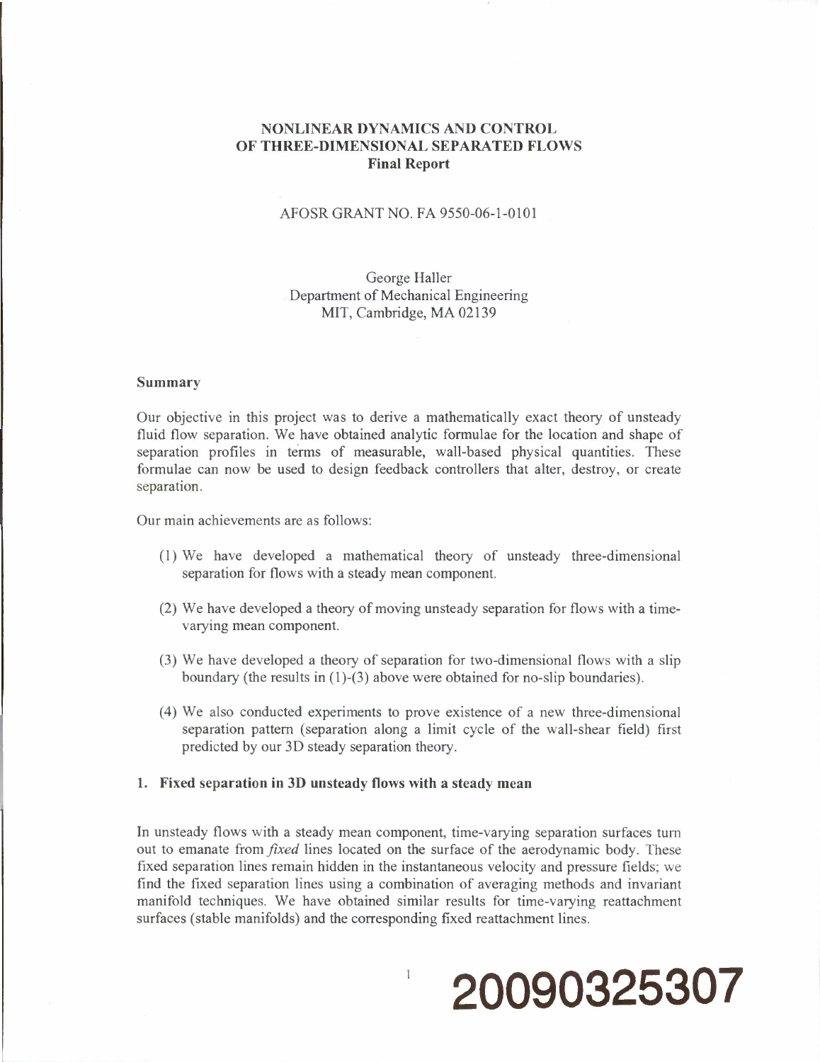## NONLINEAR DYNAMICS AND CONTROL OF THREE-DIMENSIONAL SEPARATED FLOWS

**Final Report**

AFOSR GRANT NO. FA 9550-06-1-0101

George Haller
Department of Mechanical Engineering
MIT, Cambridge, MA 02139

### Summary

Our objective in this project was to derive a mathematically exact theory of unsteady fluid flow separation. We have obtained analytic formulae for the location and shape of separation profiles in terms of measurable, wall-based physical quantities. These formulae can now be used to design feedback controllers that alter, destroy, or create separation.

Our main achievements are as follows:

(1) We have developed a mathematical theory of unsteady three-dimensional separation for flows with a steady mean component.

(2) We have developed a theory of moving unsteady separation for flows with a time-varying mean component.

(3) We have developed a theory of separation for two-dimensional flows with a slip boundary (the results in (1)-(3) above were obtained for no-slip boundaries).

(4) We also conducted experiments to prove existence of a new three-dimensional separation pattern (separation along a limit cycle of the wall-shear field) first predicted by our 3D steady separation theory.

### 1. Fixed separation in 3D unsteady flows with a steady mean

In unsteady flows with a steady mean component, time-varying separation surfaces turn out to emanate from *fixed* lines located on the surface of the aerodynamic body. These fixed separation lines remain hidden in the instantaneous velocity and pressure fields; we find the fixed separation lines using a combination of averaging methods and invariant manifold techniques. We have obtained similar results for time-varying reattachment surfaces (stable manifolds) and the corresponding fixed reattachment lines.

20090325307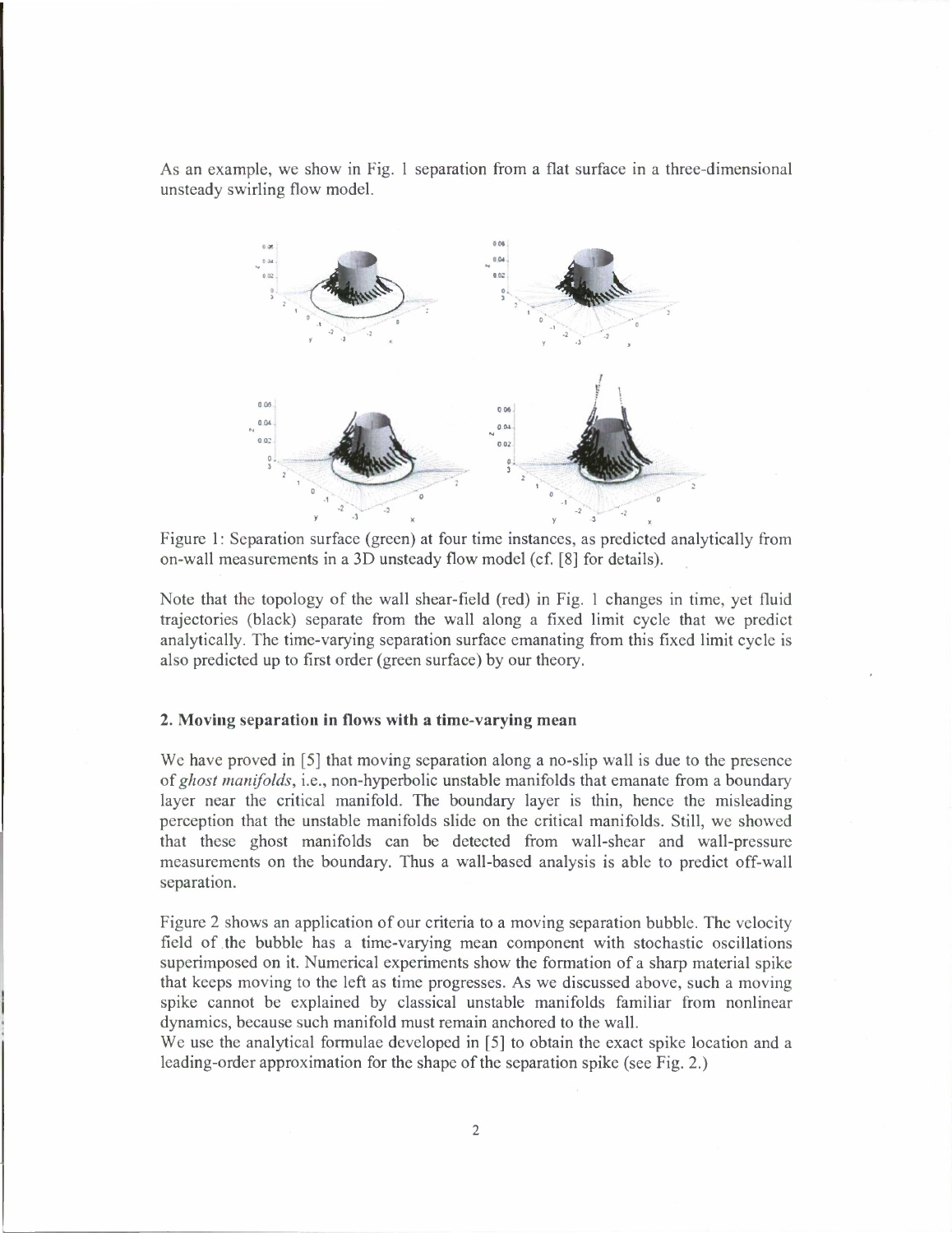As an example, we show in Fig. 1 separation from a flat surface in a three-dimensional unsteady swirling flow model.

Figure 1: Separation surface (green) at four time instances, as predicted analytically from on-wall measurements in a 3D unsteady flow model (cf. [8] for details).

Note that the topology of the wall shear-field (red) in Fig. 1 changes in time, yet fluid trajectories (black) separate from the wall along a fixed limit cycle that we predict analytically. The time-varying separation surface emanating from this fixed limit cycle is also predicted up to first order (green surface) by our theory.

## 2. Moving separation in flows with a time-varying mean

We have proved in [5] that moving separation along a no-slip wall is due to the presence of *ghost manifolds*, i.e., non-hyperbolic unstable manifolds that emanate from a boundary layer near the critical manifold. The boundary layer is thin, hence the misleading perception that the unstable manifolds slide on the critical manifolds. Still, we showed that these ghost manifolds can be detected from wall-shear and wall-pressure measurements on the boundary. Thus a wall-based analysis is able to predict off-wall separation.

Figure 2 shows an application of our criteria to a moving separation bubble. The velocity field of the bubble has a time-varying mean component with stochastic oscillations superimposed on it. Numerical experiments show the formation of a sharp material spike that keeps moving to the left as time progresses. As we discussed above, such a moving spike cannot be explained by classical unstable manifolds familiar from nonlinear dynamics, because such manifold must remain anchored to the wall.
We use the analytical formulae developed in [5] to obtain the exact spike location and a leading-order approximation for the shape of the separation spike (see Fig. 2.)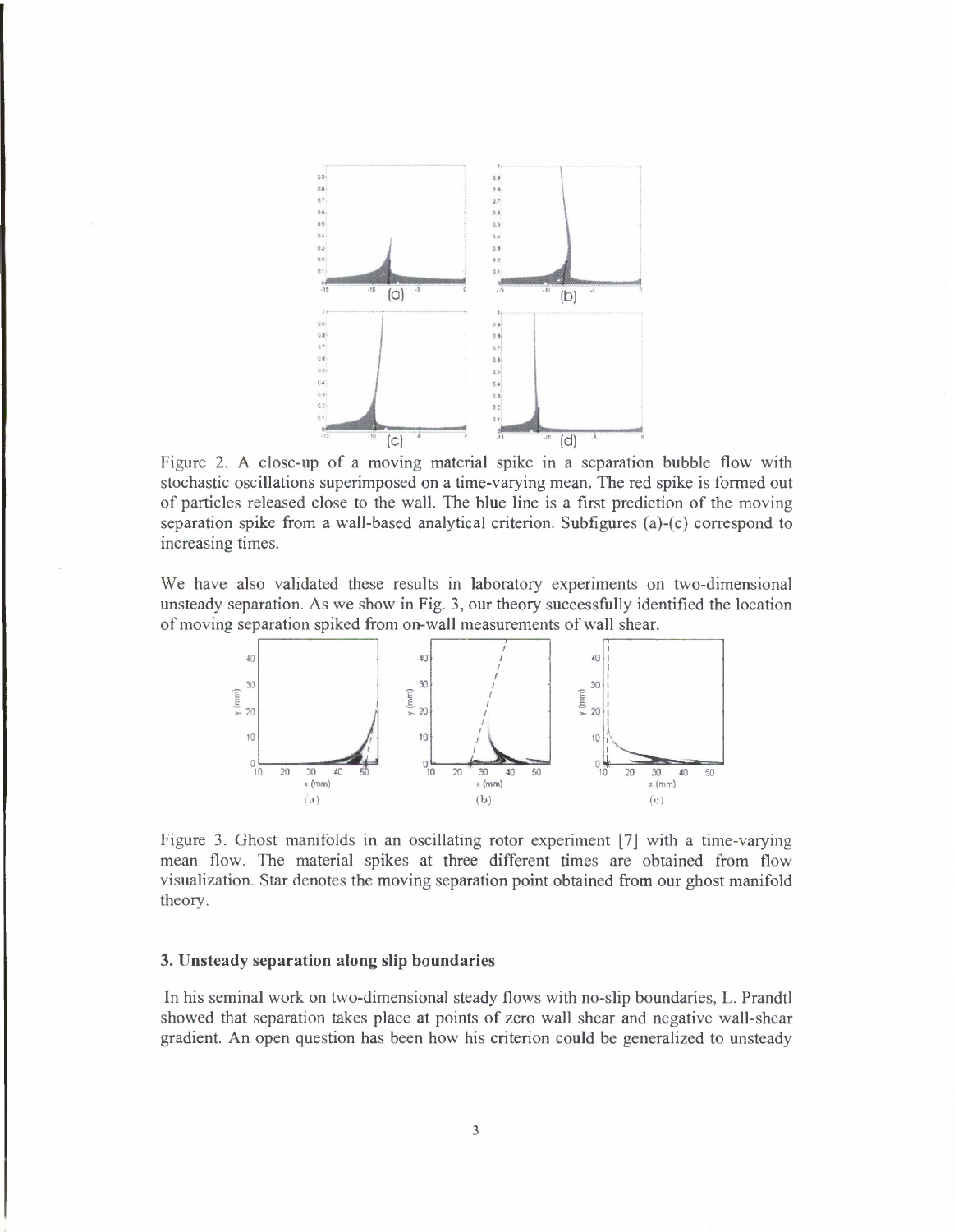Figure 2. A close-up of a moving material spike in a separation bubble flow with stochastic oscillations superimposed on a time-varying mean. The red spike is formed out of particles released close to the wall. The blue line is a first prediction of the moving separation spike from a wall-based analytical criterion. Subfigures (a)-(c) correspond to increasing times.

We have also validated these results in laboratory experiments on two-dimensional unsteady separation. As we show in Fig. 3, our theory successfully identified the location of moving separation spiked from on-wall measurements of wall shear.

Figure 3. Ghost manifolds in an oscillating rotor experiment [7] with a time-varying mean flow. The material spikes at three different times are obtained from flow visualization. Star denotes the moving separation point obtained from our ghost manifold theory.

### 3. Unsteady separation along slip boundaries

In his seminal work on two-dimensional steady flows with no-slip boundaries, L. Prandtl showed that separation takes place at points of zero wall shear and negative wall-shear gradient. An open question has been how his criterion could be generalized to unsteady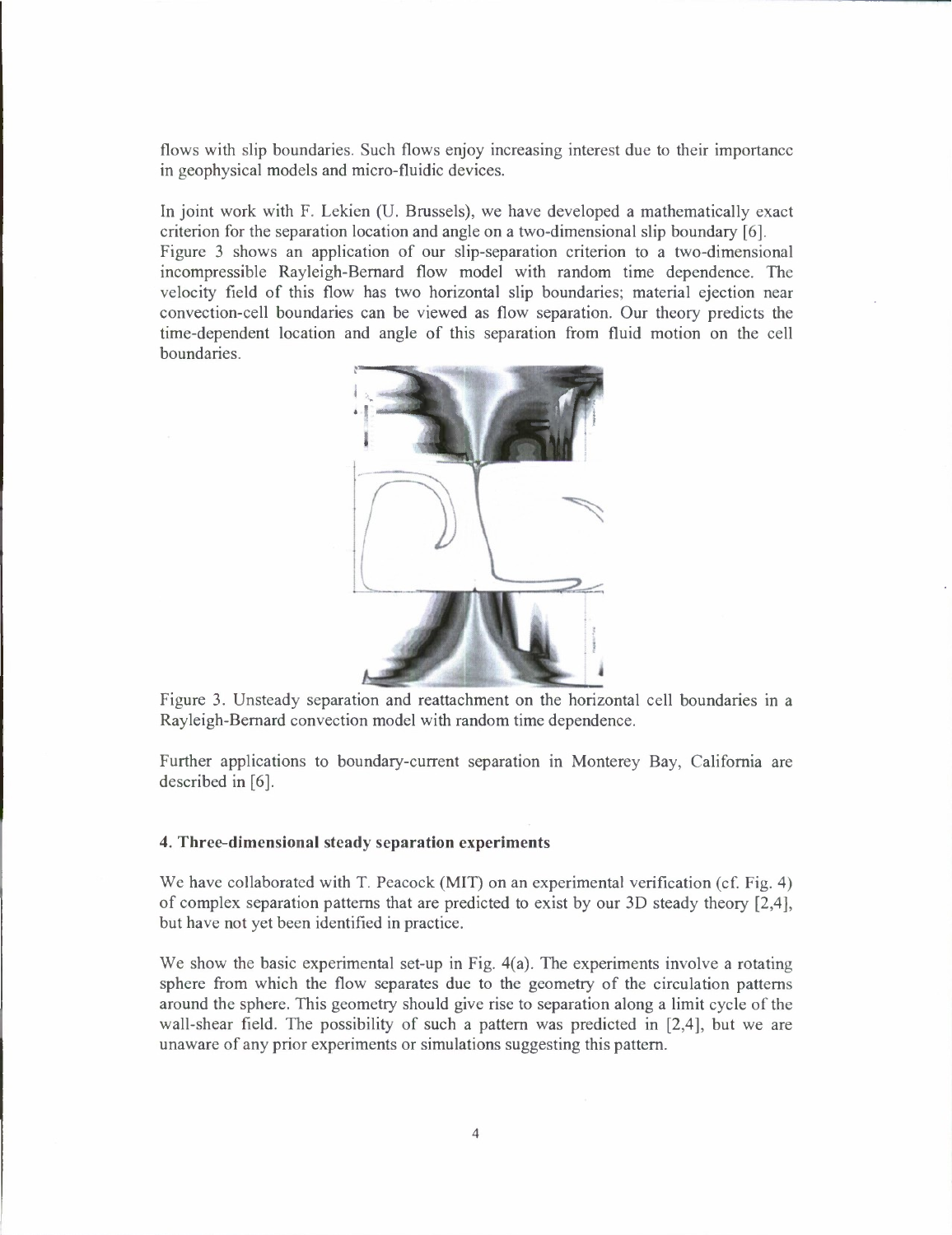flows with slip boundaries. Such flows enjoy increasing interest due to their importance in geophysical models and micro-fluidic devices.

In joint work with F. Lekien (U. Brussels), we have developed a mathematically exact criterion for the separation location and angle on a two-dimensional slip boundary [6]. Figure 3 shows an application of our slip-separation criterion to a two-dimensional incompressible Rayleigh-Bernard flow model with random time dependence. The velocity field of this flow has two horizontal slip boundaries; material ejection near convection-cell boundaries can be viewed as flow separation. Our theory predicts the time-dependent location and angle of this separation from fluid motion on the cell boundaries.

Figure 3. Unsteady separation and reattachment on the horizontal cell boundaries in a Rayleigh-Bernard convection model with random time dependence.

Further applications to boundary-current separation in Monterey Bay, California are described in [6].

### 4. Three-dimensional steady separation experiments

We have collaborated with T. Peacock (MIT) on an experimental verification (cf. Fig. 4) of complex separation patterns that are predicted to exist by our 3D steady theory [2,4], but have not yet been identified in practice.

We show the basic experimental set-up in Fig. 4(a). The experiments involve a rotating sphere from which the flow separates due to the geometry of the circulation patterns around the sphere. This geometry should give rise to separation along a limit cycle of the wall-shear field. The possibility of such a pattern was predicted in [2,4], but we are unaware of any prior experiments or simulations suggesting this pattern.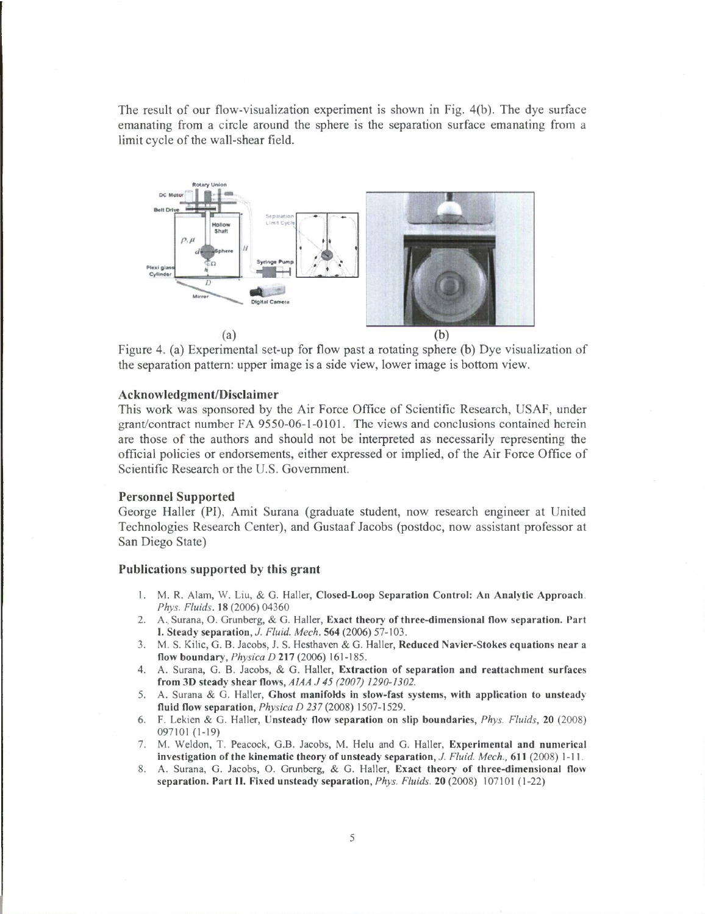The result of our flow-visualization experiment is shown in Fig. 4(b). The dye surface emanating from a circle around the sphere is the separation surface emanating from a limit cycle of the wall-shear field.

Rotary Union
DC Motor
Belt Drive
Hollow Shaft
$\rho, \mu$
$d$
Sphere
$\Omega$
$H$
$h$
Plexi glass Cylinder
$D$
Mirror
Digital Camera
Syringe Pump
Separation Limit Cycle

(a)

(b)

Figure 4. (a) Experimental set-up for flow past a rotating sphere (b) Dye visualization of the separation pattern: upper image is a side view, lower image is bottom view.

### Acknowledgment/Disclaimer

This work was sponsored by the Air Force Office of Scientific Research, USAF, under grant/contract number FA 9550-06-1-0101. The views and conclusions contained herein are those of the authors and should not be interpreted as necessarily representing the official policies or endorsements, either expressed or implied, of the Air Force Office of Scientific Research or the U.S. Government.

### Personnel Supported

George Haller (PI), Amit Surana (graduate student, now research engineer at United Technologies Research Center), and Gustaaf Jacobs (postdoc, now assistant professor at San Diego State)

### Publications supported by this grant

1. M. R. Alam, W. Liu, & G. Haller, **Closed-Loop Separation Control: An Analytic Approach**. *Phys. Fluids*. **18** (2006) 04360
2. A. Surana, O. Grunberg, & G. Haller, **Exact theory of three-dimensional flow separation. Part I. Steady separation**, *J. Fluid. Mech*. **564** (2006) 57-103.
3. M. S. Kilic, G. B. Jacobs, J. S. Hesthaven & G. Haller, **Reduced Navier-Stokes equations near a flow boundary**, *Physica D* **217** (2006) 161-185.
4. A. Surana, G. B. Jacobs, & G. Haller, **Extraction of separation and reattachment surfaces from 3D steady shear flows**, *AIAA J 45 (2007) 1290-1302.*
5. A. Surana & G. Haller, **Ghost manifolds in slow-fast systems, with application to unsteady fluid flow separation**, *Physica D 237* (2008) 1507-1529.
6. F. Lekien & G. Haller, **Unsteady flow separation on slip boundaries**, *Phys. Fluids*, **20** (2008) 097101 (1-19)
7. M. Weldon, T. Peacock, G.B. Jacobs, M. Helu and G. Haller, **Experimental and numerical investigation of the kinematic theory of unsteady separation**, *J. Fluid. Mech.*, **611** (2008) 1-11.
8. A. Surana, G. Jacobs, O. Grunberg, & G. Haller, **Exact theory of three-dimensional flow separation. Part II. Fixed unsteady separation**, *Phys. Fluids*. **20** (2008) 107101 (1-22)